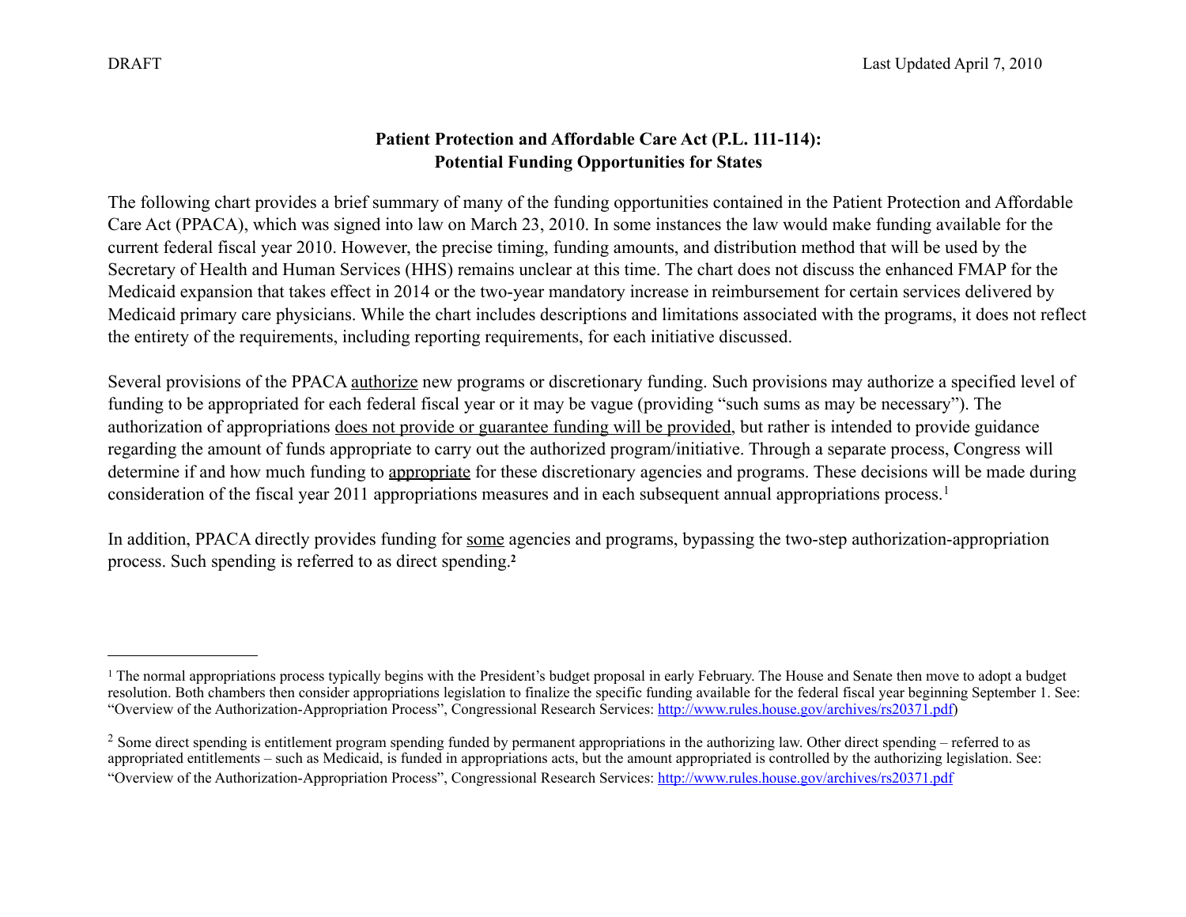DRAFT Last Updated April 7, 2010

# Patient Protection and Affordable Care Act (P.L. 111-114): Potential Funding Opportunities for States

The following chart provides a brief summary of many of the funding opportunities contained in the Patient Protection and Affordable Care Act (PPACA), which was signed into law on March 23, 2010. In some instances the law would make funding available for the current federal fiscal year 2010. However, the precise timing, funding amounts, and distribution method that will be used by the Secretary of Health and Human Services (HHS) remains unclear at this time. The chart does not discuss the enhanced FMAP for the Medicaid expansion that takes effect in 2014 or the two-year mandatory increase in reimbursement for certain services delivered by Medicaid primary care physicians. While the chart includes descriptions and limitations associated with the programs, it does not reflect the entirety of the requirements, including reporting requirements, for each initiative discussed.

Several provisions of the PPACA authorize new programs or discretionary funding. Such provisions may authorize a specified level of funding to be appropriated for each federal fiscal year or it may be vague (providing "such sums as may be necessary"). The authorization of appropriations does not provide or guarantee funding will be provided, but rather is intended to provide guidance regarding the amount of funds appropriate to carry out the authorized program/initiative. Through a separate process, Congress will determine if and how much funding to appropriate for these discretionary agencies and programs. These decisions will be made during consideration of the fiscal year 2011 appropriations measures and in each subsequent annual appropriations process.[1]

In addition, PPACA directly provides funding for some agencies and programs, bypassing the two-step authorization-appropriation process. Such spending is referred to as direct spending.[2]

---

[1] The normal appropriations process typically begins with the President's budget proposal in early February. The House and Senate then move to adopt a budget resolution. Both chambers then consider appropriations legislation to finalize the specific funding available for the federal fiscal year beginning September 1. See: "Overview of the Authorization-Appropriation Process", Congressional Research Services: http://www.rules.house.gov/archives/rs20371.pdf)

[2] Some direct spending is entitlement program spending funded by permanent appropriations in the authorizing law. Other direct spending – referred to as appropriated entitlements – such as Medicaid, is funded in appropriations acts, but the amount appropriated is controlled by the authorizing legislation. See: "Overview of the Authorization-Appropriation Process", Congressional Research Services: http://www.rules.house.gov/archives/rs20371.pdf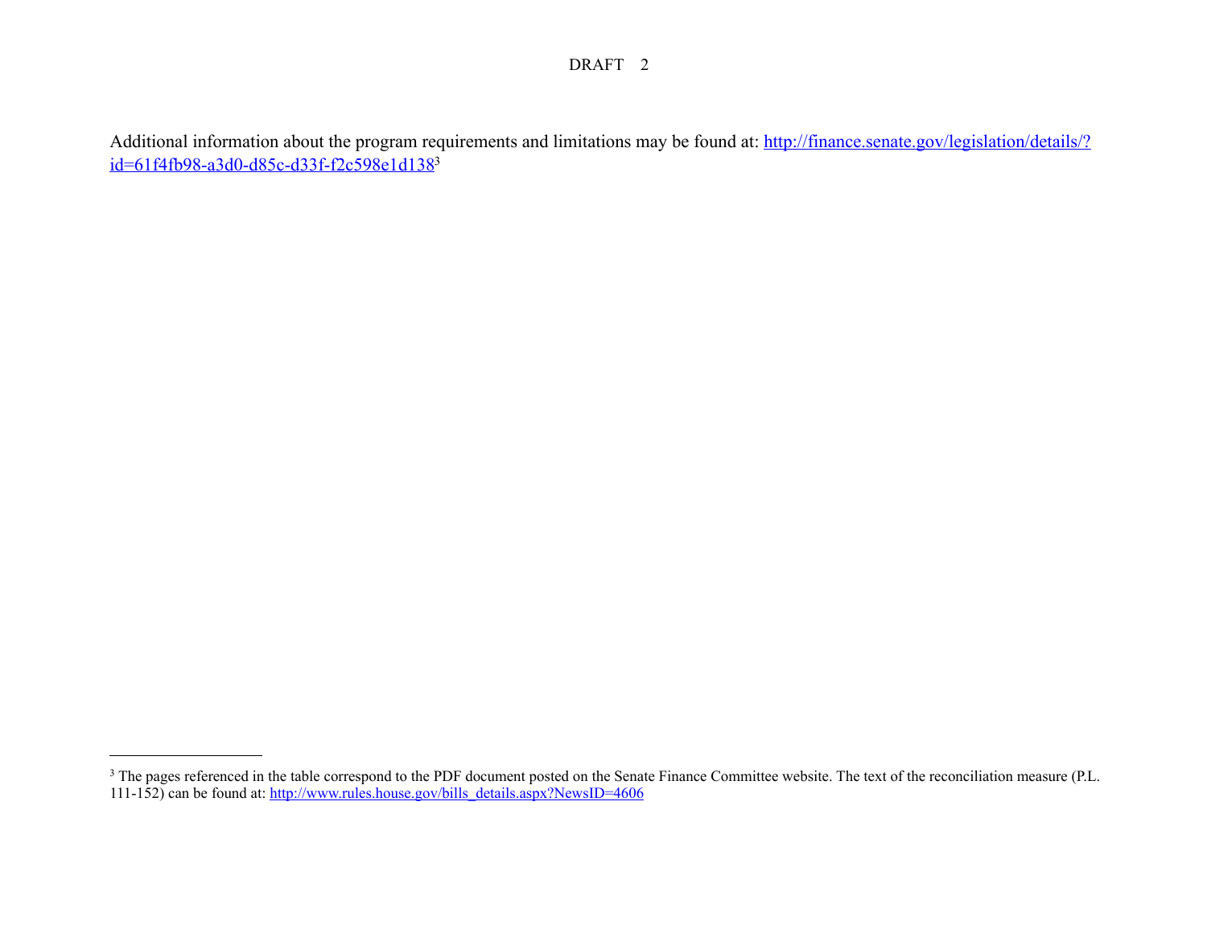Additional information about the program requirements and limitations may be found at: http://finance.senate.gov/legislation/details/?id=61f4fb98-a3d0-d85c-d33f-f2c598e1d138[3]

[3] The pages referenced in the table correspond to the PDF document posted on the Senate Finance Committee website. The text of the reconciliation measure (P.L. 111-152) can be found at: http://www.rules.house.gov/bills_details.aspx?NewsID=4606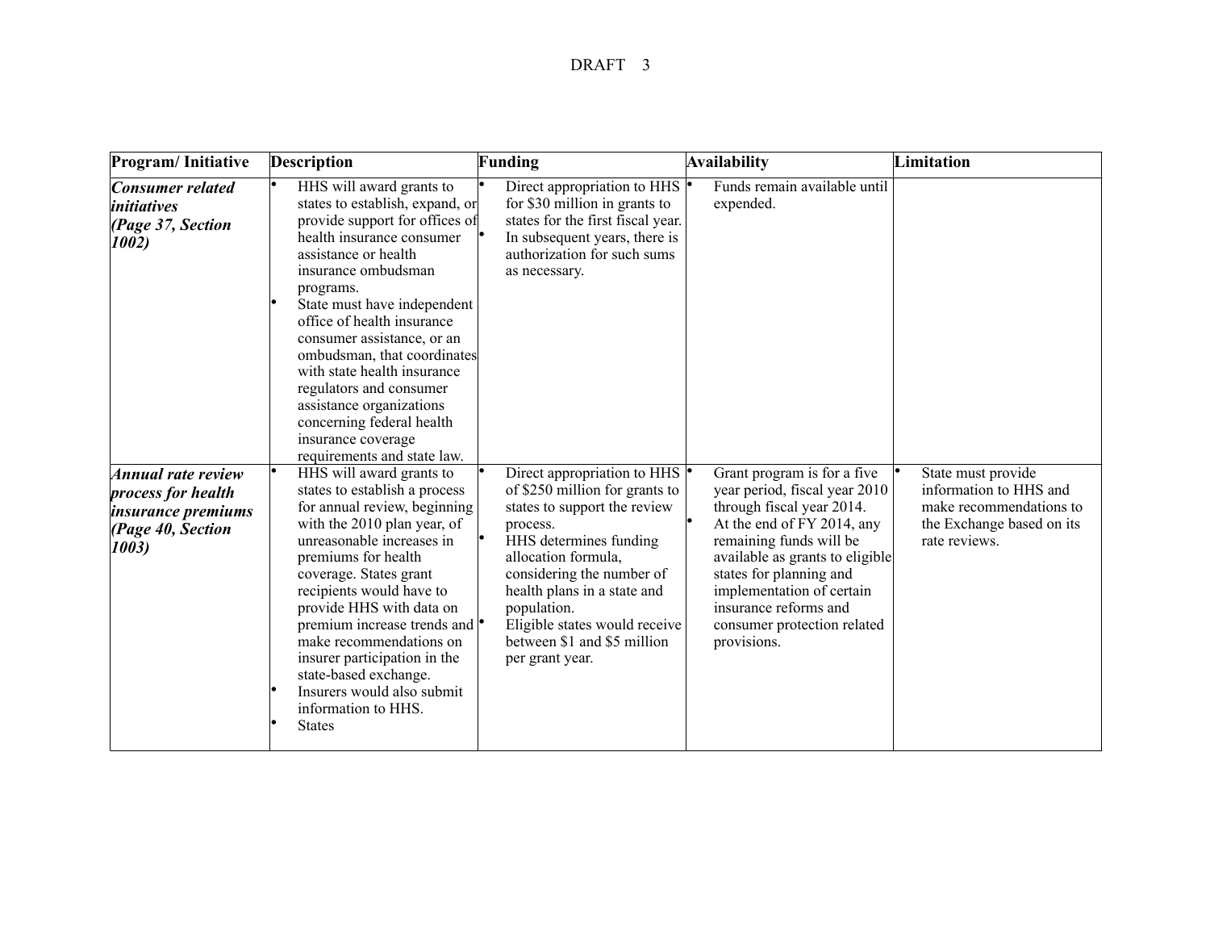| Program/ Initiative | Description | Funding | Availability | Limitation |
|---|---|---|---|---|
| ***Consumer related initiatives (Page 37, Section 1002)*** | • HHS will award grants to states to establish, expand, or provide support for offices of health insurance consumer assistance or health insurance ombudsman programs.<br>• State must have independent office of health insurance consumer assistance, or an ombudsman, that coordinates with state health insurance regulators and consumer assistance organizations concerning federal health insurance coverage requirements and state law. | • Direct appropriation to HHS for $30 million in grants to states for the first fiscal year.<br>• In subsequent years, there is authorization for such sums as necessary. | • Funds remain available until expended. | |
| ***Annual rate review process for health insurance premiums (Page 40, Section 1003)*** | • HHS will award grants to states to establish a process for annual review, beginning with the 2010 plan year, of unreasonable increases in premiums for health coverage. States grant recipients would have to provide HHS with data on premium increase trends and make recommendations on insurer participation in the state-based exchange.<br>• Insurers would also submit information to HHS.<br>• States | • Direct appropriation to HHS of $250 million for grants to states to support the review process.<br>• HHS determines funding allocation formula, considering the number of health plans in a state and population.<br>• Eligible states would receive between $1 and $5 million per grant year. | • Grant program is for a five year period, fiscal year 2010 through fiscal year 2014.<br>• At the end of FY 2014, any remaining funds will be available as grants to eligible states for planning and implementation of certain insurance reforms and consumer protection related provisions. | • State must provide information to HHS and make recommendations to the Exchange based on its rate reviews. |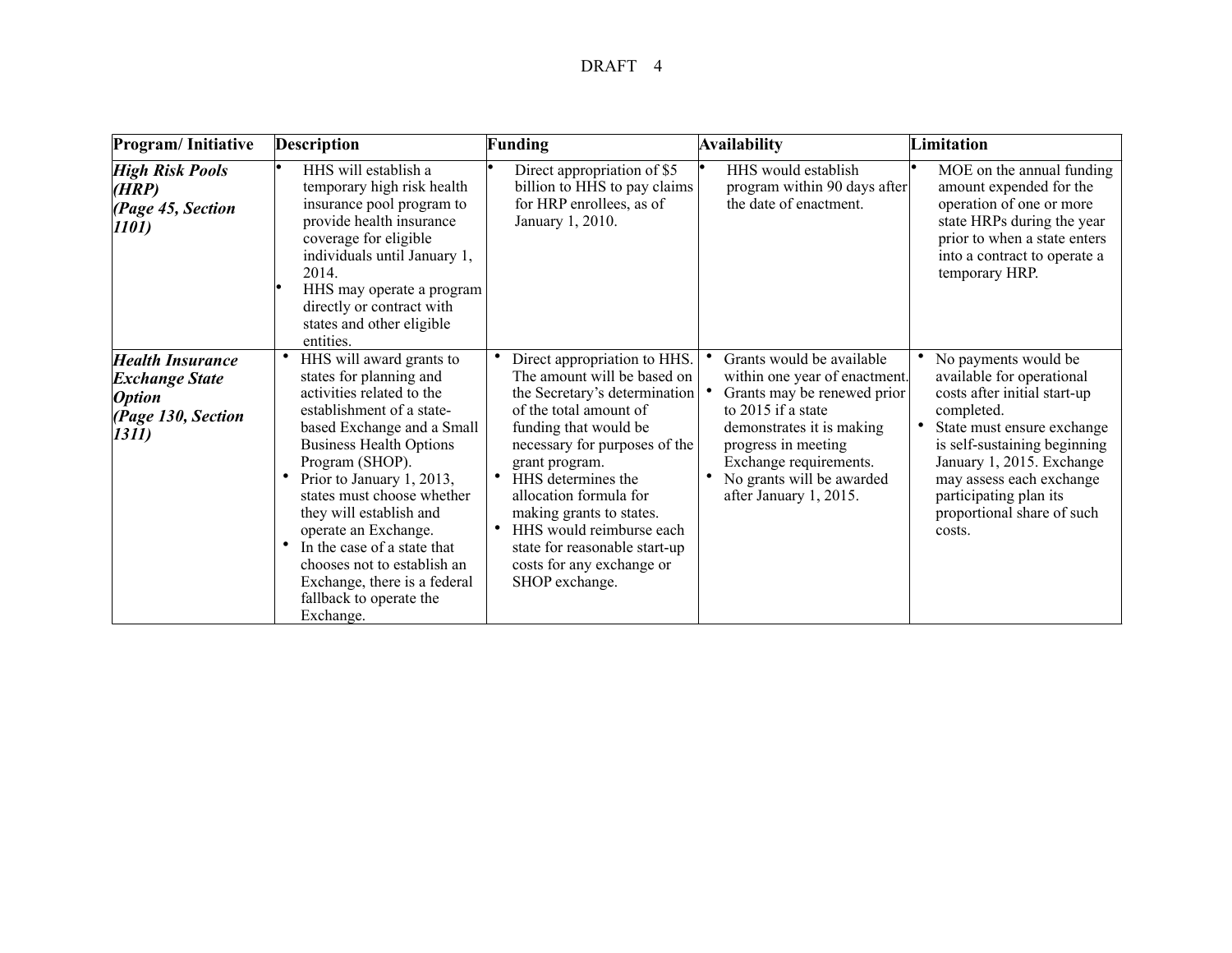| Program/ Initiative | Description | Funding | Availability | Limitation |
|---|---|---|---|---|
| ***High Risk Pools (HRP) (Page 45, Section 1101)*** | • HHS will establish a temporary high risk health insurance pool program to provide health insurance coverage for eligible individuals until January 1, 2014.<br>• HHS may operate a program directly or contract with states and other eligible entities. | • Direct appropriation of $5 billion to HHS to pay claims for HRP enrollees, as of January 1, 2010. | • HHS would establish program within 90 days after the date of enactment. | • MOE on the annual funding amount expended for the operation of one or more state HRPs during the year prior to when a state enters into a contract to operate a temporary HRP. |
| ***Health Insurance Exchange State Option (Page 130, Section 1311)*** | • HHS will award grants to states for planning and activities related to the establishment of a state-based Exchange and a Small Business Health Options Program (SHOP).<br>• Prior to January 1, 2013, states must choose whether they will establish and operate an Exchange.<br>• In the case of a state that chooses not to establish an Exchange, there is a federal fallback to operate the Exchange. | • Direct appropriation to HHS. The amount will be based on the Secretary's determination of the total amount of funding that would be necessary for purposes of the grant program.<br>• HHS determines the allocation formula for making grants to states.<br>• HHS would reimburse each state for reasonable start-up costs for any exchange or SHOP exchange. | • Grants would be available within one year of enactment.<br>• Grants may be renewed prior to 2015 if a state demonstrates it is making progress in meeting Exchange requirements.<br>• No grants will be awarded after January 1, 2015. | • No payments would be available for operational costs after initial start-up completed.<br>• State must ensure exchange is self-sustaining beginning January 1, 2015. Exchange may assess each exchange participating plan its proportional share of such costs. |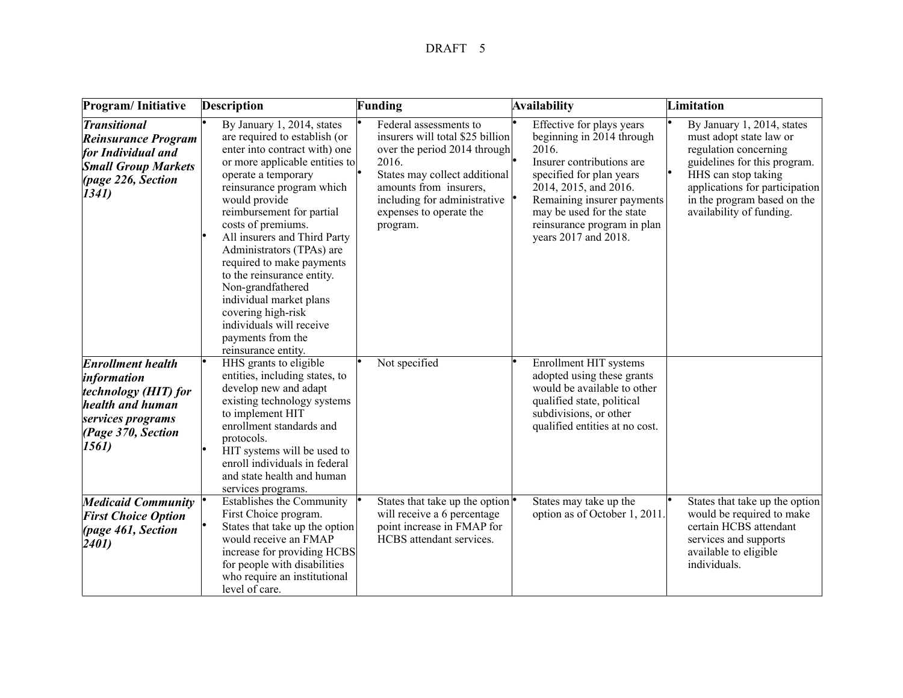| Program/ Initiative | Description | Funding | Availability | Limitation |
|---|---|---|---|---|
| ***Transitional Reinsurance Program for Individual and Small Group Markets (page 226, Section 1341)*** | • By January 1, 2014, states are required to establish (or enter into contract with) one or more applicable entities to operate a temporary reinsurance program which would provide reimbursement for partial costs of premiums.<br>• All insurers and Third Party Administrators (TPAs) are required to make payments to the reinsurance entity. Non-grandfathered individual market plans covering high-risk individuals will receive payments from the reinsurance entity. | • Federal assessments to insurers will total $25 billion over the period 2014 through 2016.<br>• States may collect additional amounts from insurers, including for administrative expenses to operate the program. | • Effective for plays years beginning in 2014 through 2016.<br>• Insurer contributions are specified for plan years 2014, 2015, and 2016.<br>• Remaining insurer payments may be used for the state reinsurance program in plan years 2017 and 2018. | • By January 1, 2014, states must adopt state law or regulation concerning guidelines for this program.<br>• HHS can stop taking applications for participation in the program based on the availability of funding. |
| ***Enrollment health information technology (HIT) for health and human services programs (Page 370, Section 1561)*** | • HHS grants to eligible entities, including states, to develop new and adapt existing technology systems to implement HIT enrollment standards and protocols.<br>• HIT systems will be used to enroll individuals in federal and state health and human services programs. | • Not specified | • Enrollment HIT systems adopted using these grants would be available to other qualified state, political subdivisions, or other qualified entities at no cost. | |
| ***Medicaid Community First Choice Option (page 461, Section 2401)*** | • Establishes the Community First Choice program.<br>• States that take up the option would receive an FMAP increase for providing HCBS for people with disabilities who require an institutional level of care. | • States that take up the option will receive a 6 percentage point increase in FMAP for HCBS attendant services. | • States may take up the option as of October 1, 2011. | • States that take up the option would be required to make certain HCBS attendant services and supports available to eligible individuals. |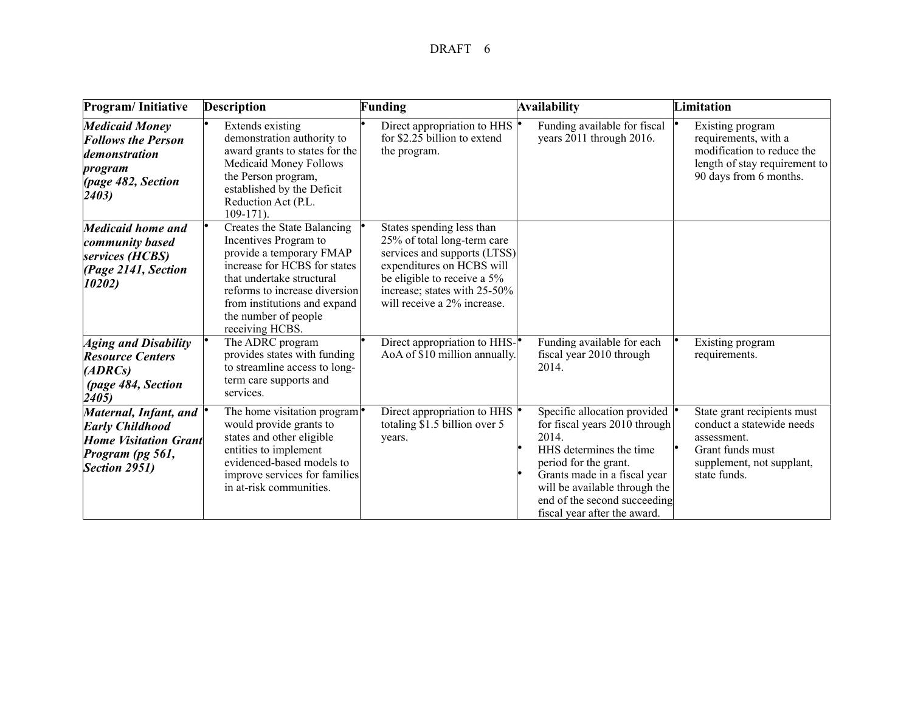| Program/ Initiative | Description | Funding | Availability | Limitation |
| --- | --- | --- | --- | --- |
| ***Medicaid Money Follows the Person demonstration program (page 482, Section 2403)*** | • Extends existing demonstration authority to award grants to states for the Medicaid Money Follows the Person program, established by the Deficit Reduction Act (P.L. 109-171). | • Direct appropriation to HHS for $2.25 billion to extend the program. | • Funding available for fiscal years 2011 through 2016. | • Existing program requirements, with a modification to reduce the length of stay requirement to 90 days from 6 months. |
| ***Medicaid home and community based services (HCBS) (Page 2141, Section 10202)*** | • Creates the State Balancing Incentives Program to provide a temporary FMAP increase for HCBS for states that undertake structural reforms to increase diversion from institutions and expand the number of people receiving HCBS. | • States spending less than 25% of total long-term care services and supports (LTSS) expenditures on HCBS will be eligible to receive a 5% increase; states with 25-50% will receive a 2% increase. | | |
| ***Aging and Disability Resource Centers (ADRCs) (page 484, Section 2405)*** | • The ADRC program provides states with funding to streamline access to long-term care supports and services. | • Direct appropriation to HHS-AoA of $10 million annually. | • Funding available for each fiscal year 2010 through 2014. | • Existing program requirements. |
| ***Maternal, Infant, and Early Childhood Home Visitation Grant Program (pg 561, Section 2951)*** | • The home visitation program would provide grants to states and other eligible entities to implement evidenced-based models to improve services for families in at-risk communities. | • Direct appropriation to HHS totaling $1.5 billion over 5 years. | • Specific allocation provided for fiscal years 2010 through 2014.<br>• HHS determines the time period for the grant.<br>• Grants made in a fiscal year will be available through the end of the second succeeding fiscal year after the award. | • State grant recipients must conduct a statewide needs assessment.<br>• Grant funds must supplement, not supplant, state funds. |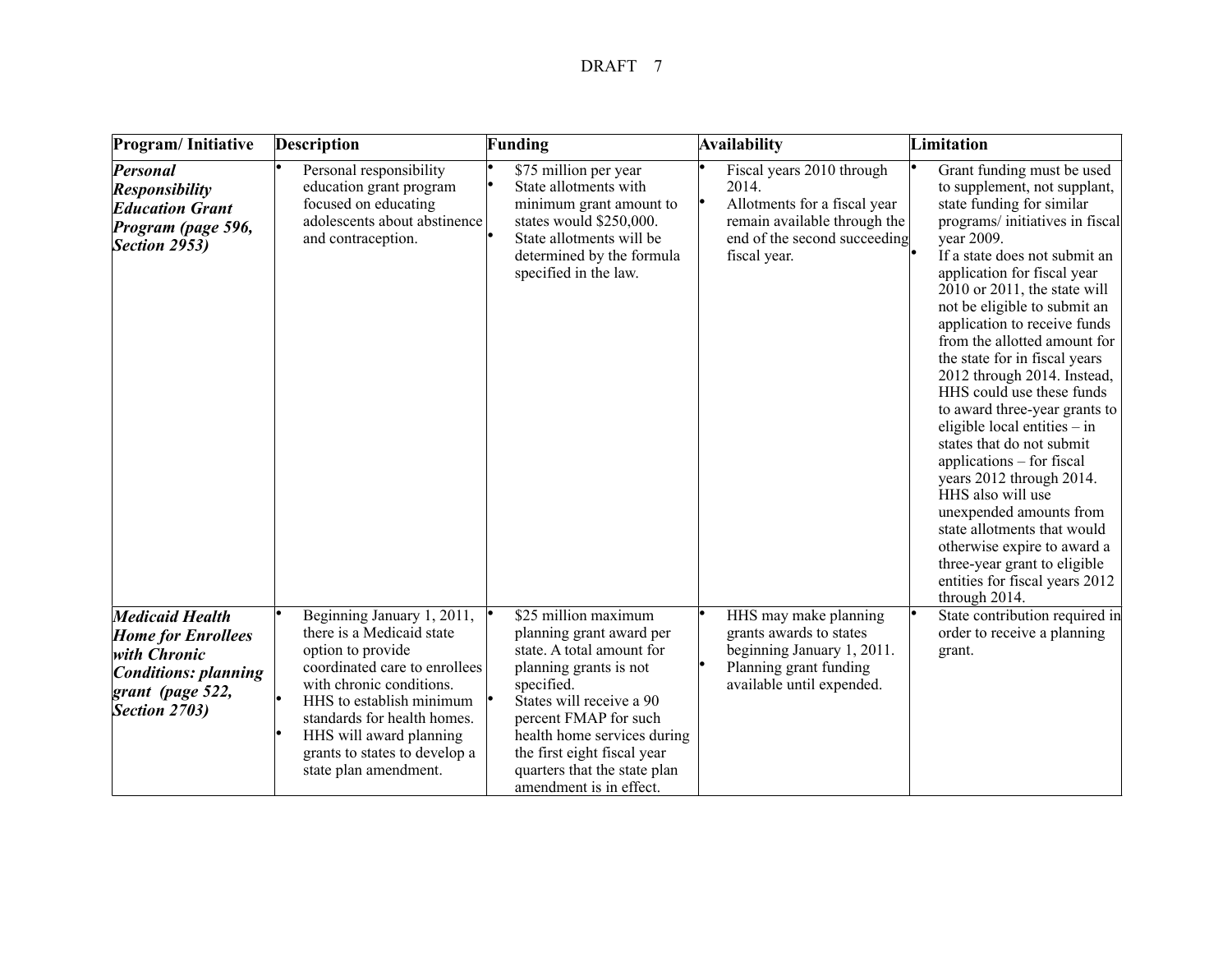| Program/ Initiative | Description | Funding | Availability | Limitation |
|---|---|---|---|---|
| ***Personal Responsibility Education Grant Program (page 596, Section 2953)*** | • Personal responsibility education grant program focused on educating adolescents about abstinence and contraception. | • $75 million per year<br>• State allotments with minimum grant amount to states would $250,000.<br>• State allotments will be determined by the formula specified in the law. | • Fiscal years 2010 through 2014.<br>• Allotments for a fiscal year remain available through the end of the second succeeding fiscal year. | • Grant funding must be used to supplement, not supplant, state funding for similar programs/ initiatives in fiscal year 2009.<br>• If a state does not submit an application for fiscal year 2010 or 2011, the state will not be eligible to submit an application to receive funds from the allotted amount for the state for in fiscal years 2012 through 2014. Instead, HHS could use these funds to award three-year grants to eligible local entities – in states that do not submit applications – for fiscal years 2012 through 2014. HHS also will use unexpended amounts from state allotments that would otherwise expire to award a three-year grant to eligible entities for fiscal years 2012 through 2014. |
| ***Medicaid Health Home for Enrollees with Chronic Conditions: planning grant (page 522, Section 2703)*** | • Beginning January 1, 2011, there is a Medicaid state option to provide coordinated care to enrollees with chronic conditions.<br>• HHS to establish minimum standards for health homes.<br>• HHS will award planning grants to states to develop a state plan amendment. | • $25 million maximum planning grant award per state. A total amount for planning grants is not specified.<br>• States will receive a 90 percent FMAP for such health home services during the first eight fiscal year quarters that the state plan amendment is in effect. | • HHS may make planning grants awards to states beginning January 1, 2011.<br>• Planning grant funding available until expended. | • State contribution required in order to receive a planning grant. |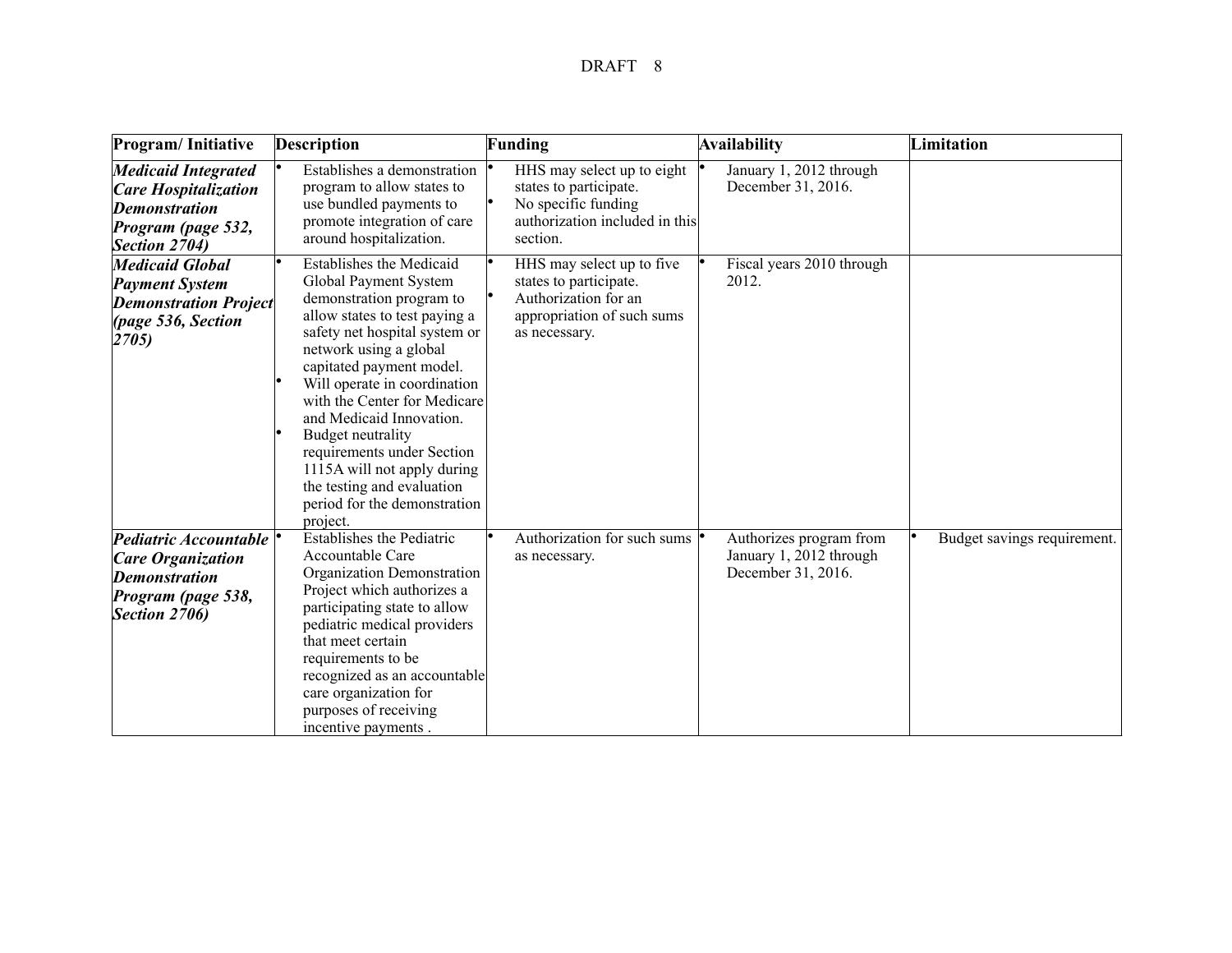| Program/ Initiative | Description | Funding | Availability | Limitation |
|---|---|---|---|---|
| ***Medicaid Integrated Care Hospitalization Demonstration Program (page 532, Section 2704)*** | • Establishes a demonstration program to allow states to use bundled payments to promote integration of care around hospitalization. | • HHS may select up to eight states to participate.<br>• No specific funding authorization included in this section. | • January 1, 2012 through December 31, 2016. | |
| ***Medicaid Global Payment System Demonstration Project (page 536, Section 2705)*** | • Establishes the Medicaid Global Payment System demonstration program to allow states to test paying a safety net hospital system or network using a global capitated payment model.<br>• Will operate in coordination with the Center for Medicare and Medicaid Innovation.<br>• Budget neutrality requirements under Section 1115A will not apply during the testing and evaluation period for the demonstration project. | • HHS may select up to five states to participate.<br>• Authorization for an appropriation of such sums as necessary. | • Fiscal years 2010 through 2012. | |
| ***Pediatric Accountable Care Organization Demonstration Program (page 538, Section 2706)*** | • Establishes the Pediatric Accountable Care Organization Demonstration Project which authorizes a participating state to allow pediatric medical providers that meet certain requirements to be recognized as an accountable care organization for purposes of receiving incentive payments . | • Authorization for such sums as necessary. | • Authorizes program from January 1, 2012 through December 31, 2016. | • Budget savings requirement. |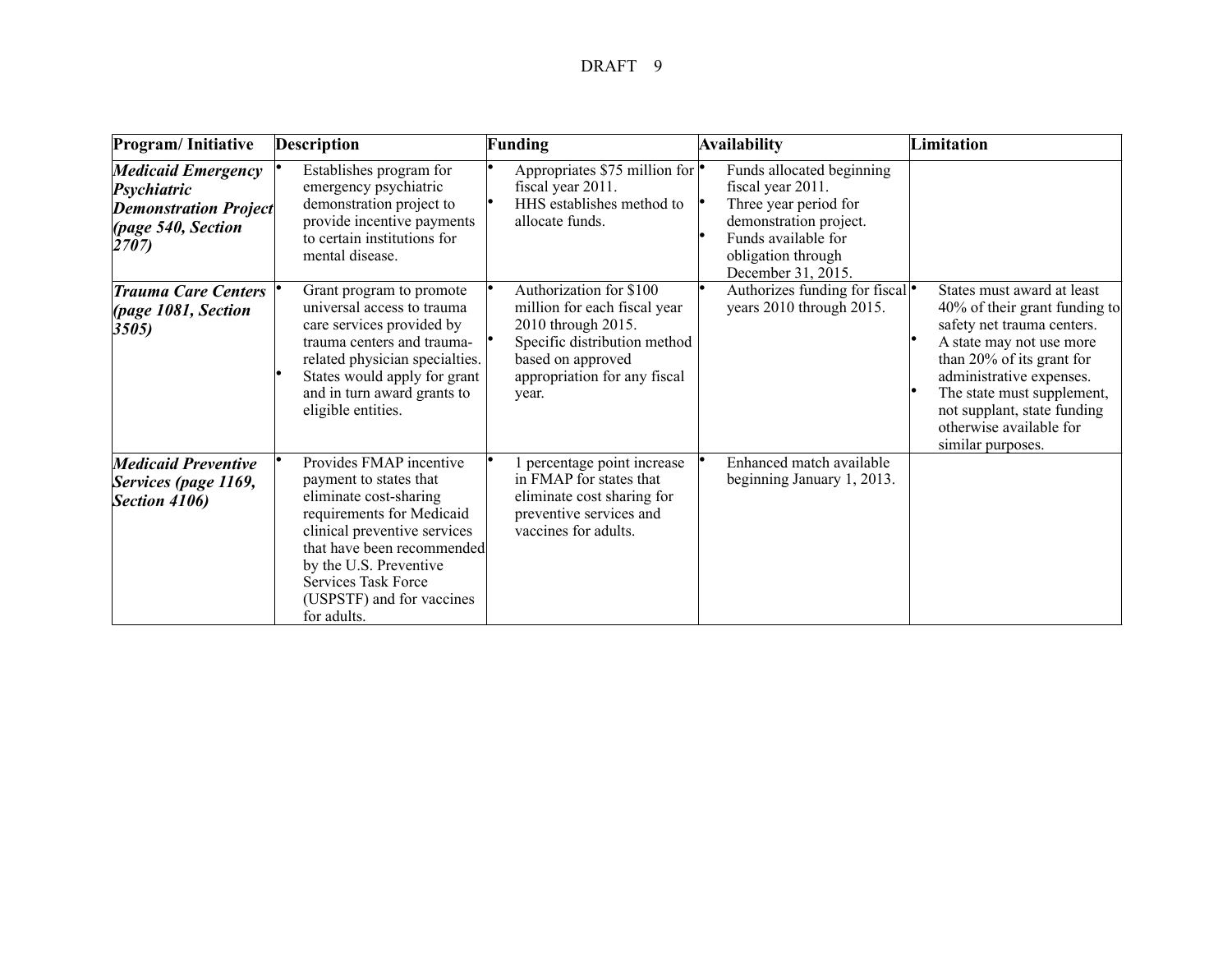| Program/ Initiative | Description | Funding | Availability | Limitation |
|---|---|---|---|---|
| ***Medicaid Emergency Psychiatric Demonstration Project (page 540, Section 2707)*** | • Establishes program for emergency psychiatric demonstration project to provide incentive payments to certain institutions for mental disease. | • Appropriates \$75 million for fiscal year 2011.<br>• HHS establishes method to allocate funds. | • Funds allocated beginning fiscal year 2011.<br>• Three year period for demonstration project.<br>• Funds available for obligation through December 31, 2015. | |
| ***Trauma Care Centers (page 1081, Section 3505)*** | • Grant program to promote universal access to trauma care services provided by trauma centers and trauma-related physician specialties.<br>• States would apply for grant and in turn award grants to eligible entities. | • Authorization for \$100 million for each fiscal year 2010 through 2015.<br>• Specific distribution method based on approved appropriation for any fiscal year. | • Authorizes funding for fiscal years 2010 through 2015. | • States must award at least 40% of their grant funding to safety net trauma centers.<br>• A state may not use more than 20% of its grant for administrative expenses.<br>• The state must supplement, not supplant, state funding otherwise available for similar purposes. |
| ***Medicaid Preventive Services (page 1169, Section 4106)*** | • Provides FMAP incentive payment to states that eliminate cost-sharing requirements for Medicaid clinical preventive services that have been recommended by the U.S. Preventive Services Task Force (USPSTF) and for vaccines for adults. | • 1 percentage point increase in FMAP for states that eliminate cost sharing for preventive services and vaccines for adults. | • Enhanced match available beginning January 1, 2013. | |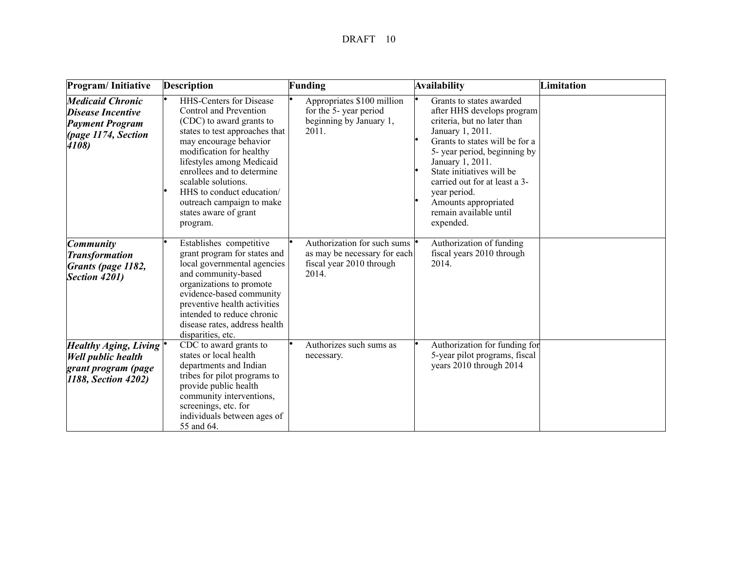| Program/ Initiative | Description | Funding | Availability | Limitation |
|---|---|---|---|---|
| ***Medicaid Chronic Disease Incentive Payment Program (page 1174, Section 4108)*** | • HHS-Centers for Disease Control and Prevention (CDC) to award grants to states to test approaches that may encourage behavior modification for healthy lifestyles among Medicaid enrollees and to determine scalable solutions.<br>• HHS to conduct education/ outreach campaign to make states aware of grant program. | • Appropriates $100 million for the 5- year period beginning by January 1, 2011. | • Grants to states awarded after HHS develops program criteria, but no later than January 1, 2011.<br>• Grants to states will be for a 5- year period, beginning by January 1, 2011.<br>• State initiatives will be carried out for at least a 3- year period.<br>• Amounts appropriated remain available until expended. | |
| ***Community Transformation Grants (page 1182, Section 4201)*** | • Establishes competitive grant program for states and local governmental agencies and community-based organizations to promote evidence-based community preventive health activities intended to reduce chronic disease rates, address health disparities, etc. | • Authorization for such sums as may be necessary for each fiscal year 2010 through 2014. | • Authorization of funding fiscal years 2010 through 2014. | |
| ***Healthy Aging, Living Well public health grant program (page 1188, Section 4202)*** | • CDC to award grants to states or local health departments and Indian tribes for pilot programs to provide public health community interventions, screenings, etc. for individuals between ages of 55 and 64. | • Authorizes such sums as necessary. | • Authorization for funding for 5-year pilot programs, fiscal years 2010 through 2014 | |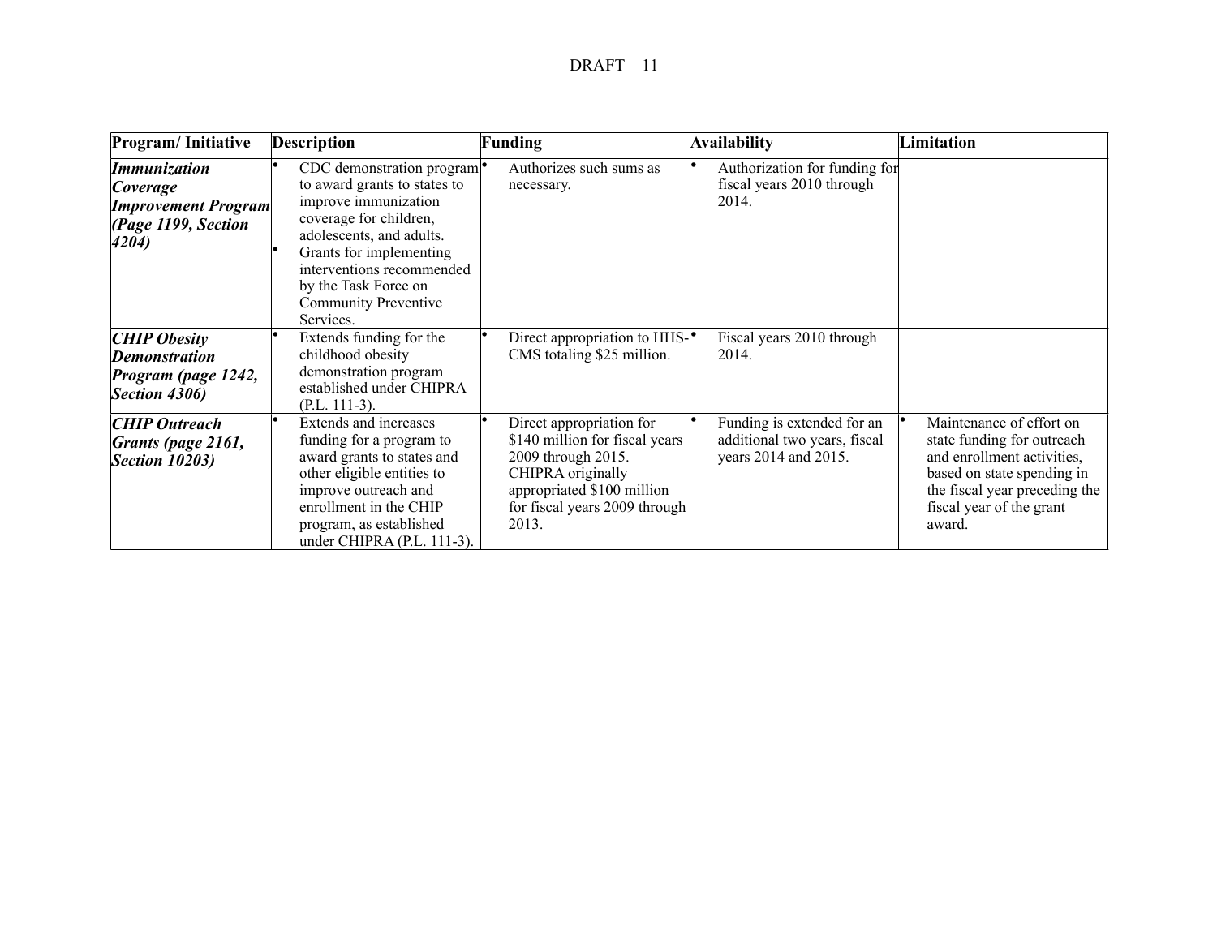| Program/ Initiative | Description | Funding | Availability | Limitation |
|---|---|---|---|---|
| ***Immunization Coverage Improvement Program (Page 1199, Section 4204)*** | • CDC demonstration program to award grants to states to improve immunization coverage for children, adolescents, and adults.<br>• Grants for implementing interventions recommended by the Task Force on Community Preventive Services. | • Authorizes such sums as necessary. | • Authorization for funding for fiscal years 2010 through 2014. | |
| ***CHIP Obesity Demonstration Program (page 1242, Section 4306)*** | • Extends funding for the childhood obesity demonstration program established under CHIPRA (P.L. 111-3). | • Direct appropriation to HHS-CMS totaling $25 million. | • Fiscal years 2010 through 2014. | |
| ***CHIP Outreach Grants (page 2161, Section 10203)*** | • Extends and increases funding for a program to award grants to states and other eligible entities to improve outreach and enrollment in the CHIP program, as established under CHIPRA (P.L. 111-3). | • Direct appropriation for $140 million for fiscal years 2009 through 2015. CHIPRA originally appropriated $100 million for fiscal years 2009 through 2013. | • Funding is extended for an additional two years, fiscal years 2014 and 2015. | • Maintenance of effort on state funding for outreach and enrollment activities, based on state spending in the fiscal year preceding the fiscal year of the grant award. |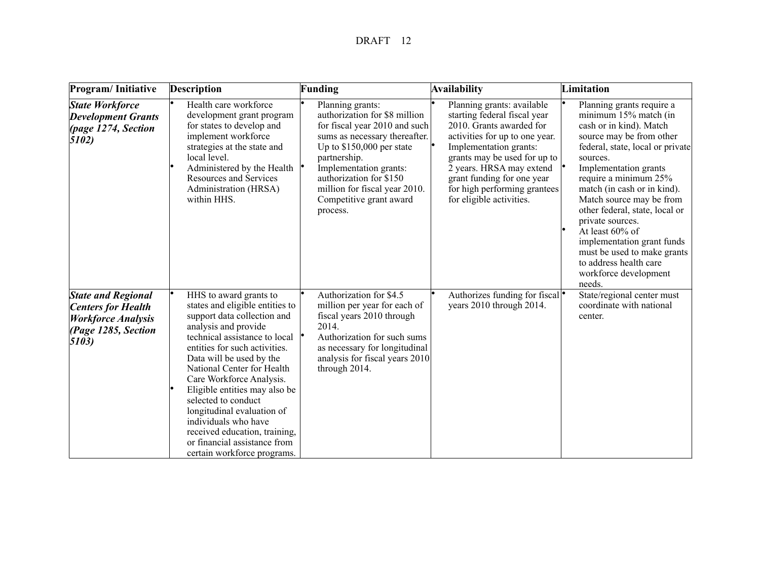| Program/ Initiative | Description | Funding | Availability | Limitation |
|---|---|---|---|---|
| ***State Workforce Development Grants (page 1274, Section 5102)*** | • Health care workforce development grant program for states to develop and implement workforce strategies at the state and local level.<br>• Administered by the Health Resources and Services Administration (HRSA) within HHS. | • Planning grants: authorization for $8 million for fiscal year 2010 and such sums as necessary thereafter. Up to $150,000 per state partnership.<br>• Implementation grants: authorization for $150 million for fiscal year 2010. Competitive grant award process. | • Planning grants: available starting federal fiscal year 2010. Grants awarded for activities for up to one year.<br>• Implementation grants: grants may be used for up to 2 years. HRSA may extend grant funding for one year for high performing grantees for eligible activities. | • Planning grants require a minimum 15% match (in cash or in kind). Match source may be from other federal, state, local or private sources.<br>• Implementation grants require a minimum 25% match (in cash or in kind). Match source may be from other federal, state, local or private sources.<br>• At least 60% of implementation grant funds must be used to make grants to address health care workforce development needs. |
| ***State and Regional Centers for Health Workforce Analysis (Page 1285, Section 5103)*** | • HHS to award grants to states and eligible entities to support data collection and analysis and provide technical assistance to local entities for such activities. Data will be used by the National Center for Health Care Workforce Analysis.<br>• Eligible entities may also be selected to conduct longitudinal evaluation of individuals who have received education, training, or financial assistance from certain workforce programs. | • Authorization for $4.5 million per year for each of fiscal years 2010 through 2014.<br>• Authorization for such sums as necessary for longitudinal analysis for fiscal years 2010 through 2014. | • Authorizes funding for fiscal years 2010 through 2014. | • State/regional center must coordinate with national center. |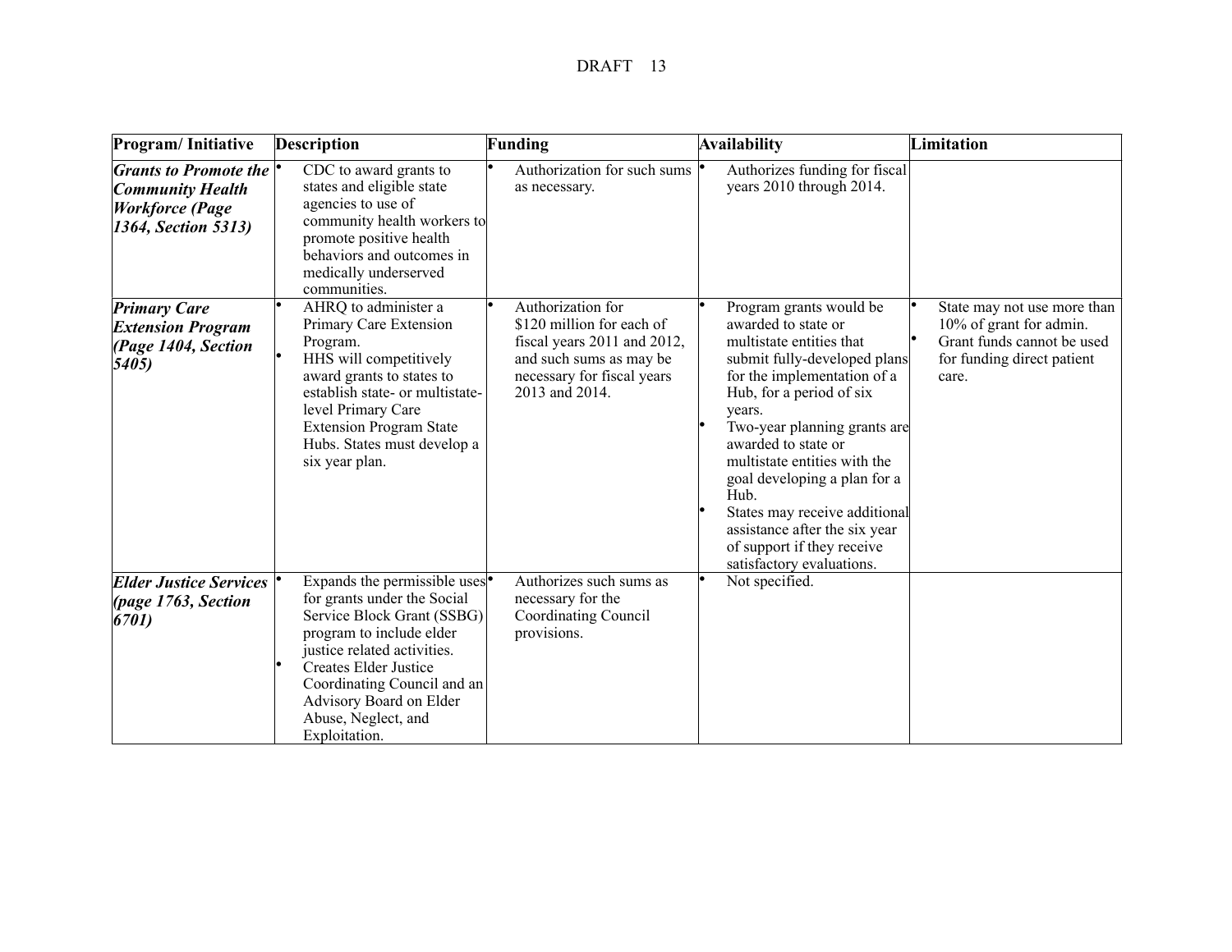| Program/ Initiative | Description | Funding | Availability | Limitation |
|---|---|---|---|---|
| ***Grants to Promote the Community Health Workforce (Page 1364, Section 5313)*** | • CDC to award grants to states and eligible state agencies to use of community health workers to promote positive health behaviors and outcomes in medically underserved communities. | • Authorization for such sums as necessary. | • Authorizes funding for fiscal years 2010 through 2014. | |
| ***Primary Care Extension Program (Page 1404, Section 5405)*** | • AHRQ to administer a Primary Care Extension Program.<br>• HHS will competitively award grants to states to establish state- or multistate-level Primary Care Extension Program State Hubs. States must develop a six year plan. | • Authorization for $120 million for each of fiscal years 2011 and 2012, and such sums as may be necessary for fiscal years 2013 and 2014. | • Program grants would be awarded to state or multistate entities that submit fully-developed plans for the implementation of a Hub, for a period of six years.<br>• Two-year planning grants are awarded to state or multistate entities with the goal developing a plan for a Hub.<br>• States may receive additional assistance after the six year of support if they receive satisfactory evaluations. | • State may not use more than 10% of grant for admin.<br>• Grant funds cannot be used for funding direct patient care. |
| ***Elder Justice Services (page 1763, Section 6701)*** | • Expands the permissible uses for grants under the Social Service Block Grant (SSBG) program to include elder justice related activities.<br>• Creates Elder Justice Coordinating Council and an Advisory Board on Elder Abuse, Neglect, and Exploitation. | • Authorizes such sums as necessary for the Coordinating Council provisions. | • Not specified. | |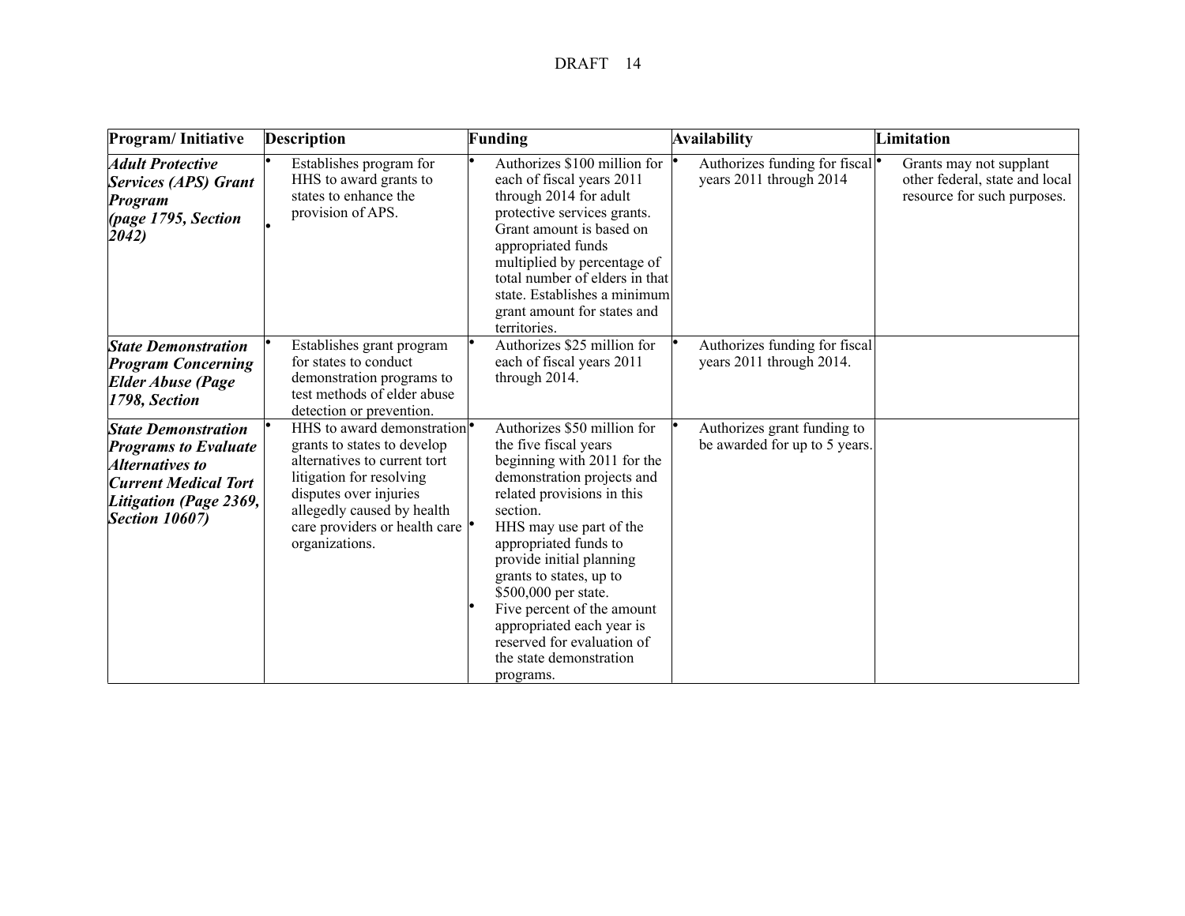| Program/ Initiative | Description | Funding | Availability | Limitation |
|---|---|---|---|---|
| ***Adult Protective Services (APS) Grant Program (page 1795, Section 2042)*** | • Establishes program for HHS to award grants to states to enhance the provision of APS.<br>• | • Authorizes $100 million for each of fiscal years 2011 through 2014 for adult protective services grants. Grant amount is based on appropriated funds multiplied by percentage of total number of elders in that state. Establishes a minimum grant amount for states and territories. | • Authorizes funding for fiscal years 2011 through 2014 | • Grants may not supplant other federal, state and local resource for such purposes. |
| ***State Demonstration Program Concerning Elder Abuse (Page 1798, Section*** | • Establishes grant program for states to conduct demonstration programs to test methods of elder abuse detection or prevention. | • Authorizes $25 million for each of fiscal years 2011 through 2014. | • Authorizes funding for fiscal years 2011 through 2014. | |
| ***State Demonstration Programs to Evaluate Alternatives to Current Medical Tort Litigation (Page 2369, Section 10607)*** | • HHS to award demonstration grants to states to develop alternatives to current tort litigation for resolving disputes over injuries allegedly caused by health care providers or health care organizations. | • Authorizes $50 million for the five fiscal years beginning with 2011 for the demonstration projects and related provisions in this section.<br>• HHS may use part of the appropriated funds to provide initial planning grants to states, up to $500,000 per state.<br>• Five percent of the amount appropriated each year is reserved for evaluation of the state demonstration programs. | • Authorizes grant funding to be awarded for up to 5 years. | |